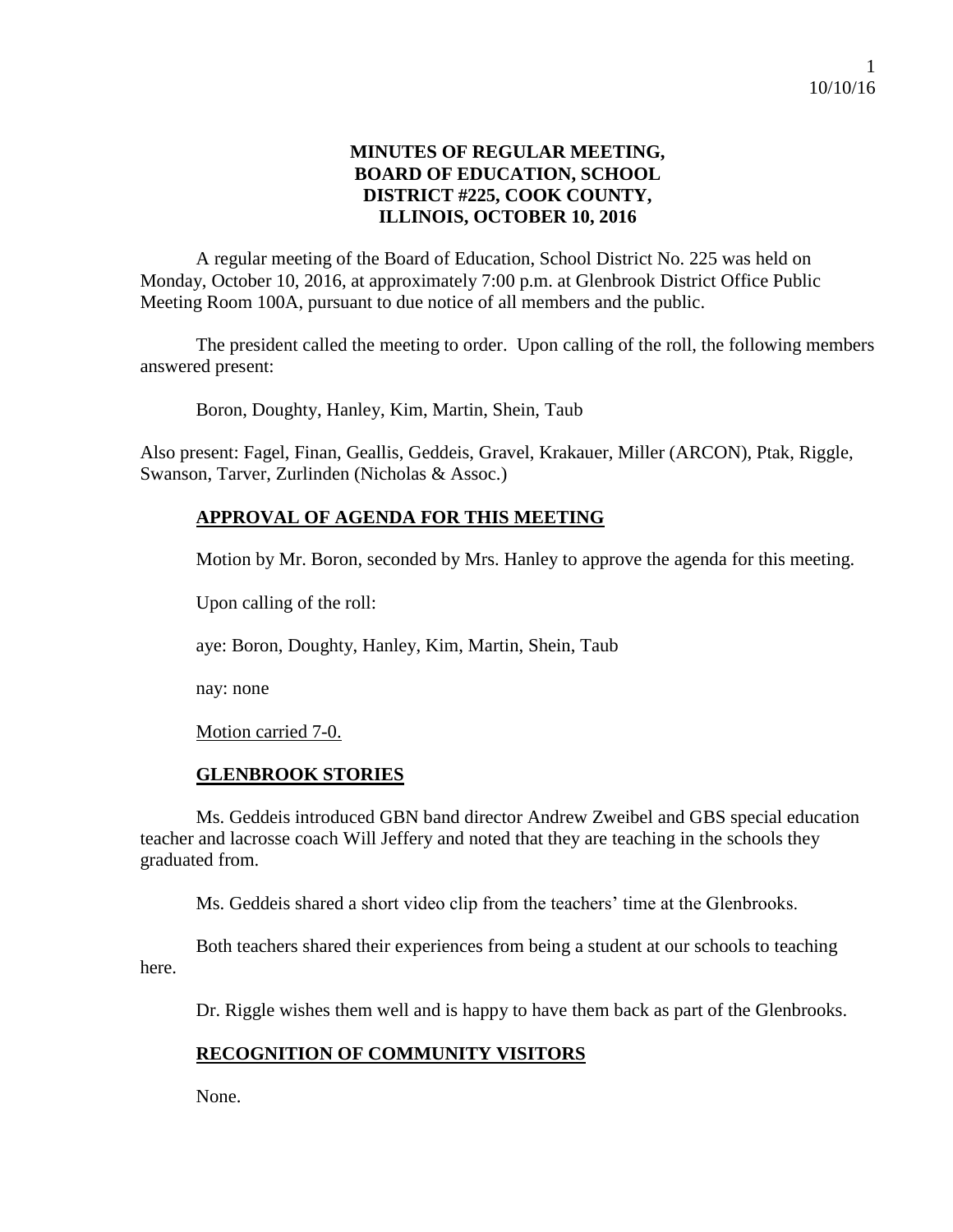# MINUTES OF REGULAR MEETING, BOARD OF EDUCATION, SCHOOL DISTRICT #225, COOK COUNTY, ILLINOIS, OCTOBER 10, 2016

A regular meeting of the Board of Education, School District No. 225 was held on Monday, October 10, 2016, at approximately 7:00 p.m. at Glenbrook District Office Public Meeting Room 100A, pursuant to due notice of all members and the public.

The president called the meeting to order. Upon calling of the roll, the following members answered present:

Boron, Doughty, Hanley, Kim, Martin, Shein, Taub

Also present: Fagel, Finan, Geallis, Geddeis, Gravel, Krakauer, Miller (ARCON), Ptak, Riggle, Swanson, Tarver, Zurlinden (Nicholas & Assoc.)

## APPROVAL OF AGENDA FOR THIS MEETING

Motion by Mr. Boron, seconded by Mrs. Hanley to approve the agenda for this meeting.

Upon calling of the roll:

aye: Boron, Doughty, Hanley, Kim, Martin, Shein, Taub

nay: none

Motion carried 7-0.

## GLENBROOK STORIES

Ms. Geddeis introduced GBN band director Andrew Zweibel and GBS special education teacher and lacrosse coach Will Jeffery and noted that they are teaching in the schools they graduated from.

Ms. Geddeis shared a short video clip from the teachers' time at the Glenbrooks.

Both teachers shared their experiences from being a student at our schools to teaching here.

Dr. Riggle wishes them well and is happy to have them back as part of the Glenbrooks.

## RECOGNITION OF COMMUNITY VISITORS

None.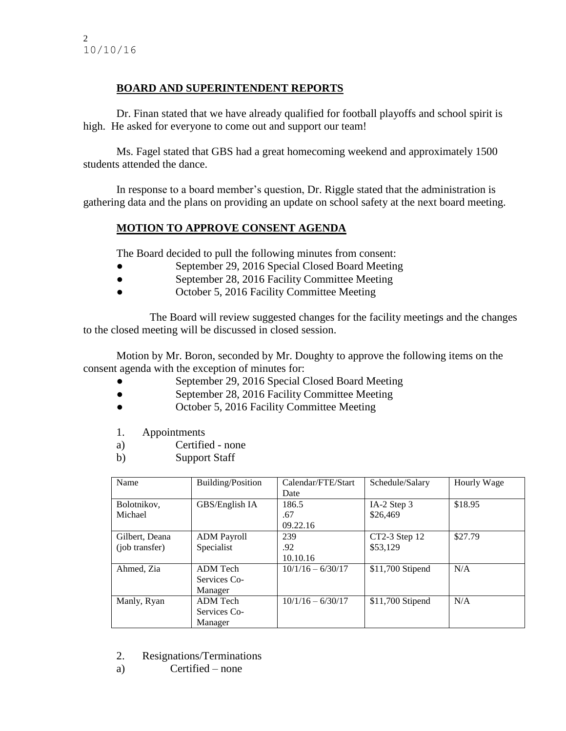## BOARD AND SUPERINTENDENT REPORTS

Dr. Finan stated that we have already qualified for football playoffs and school spirit is high. He asked for everyone to come out and support our team!

Ms. Fagel stated that GBS had a great homecoming weekend and approximately 1500 students attended the dance.

In response to a board member's question, Dr. Riggle stated that the administration is gathering data and the plans on providing an update on school safety at the next board meeting.

## MOTION TO APPROVE CONSENT AGENDA

The Board decided to pull the following minutes from consent:

- September 29, 2016 Special Closed Board Meeting
- September 28, 2016 Facility Committee Meeting
- October 5, 2016 Facility Committee Meeting

The Board will review suggested changes for the facility meetings and the changes to the closed meeting will be discussed in closed session.

Motion by Mr. Boron, seconded by Mr. Doughty to approve the following items on the consent agenda with the exception of minutes for:

- September 29, 2016 Special Closed Board Meeting
- September 28, 2016 Facility Committee Meeting
- October 5, 2016 Facility Committee Meeting

1. Appointments
   a) Certified - none
   b) Support Staff

| Name | Building/Position | Calendar/FTE/Start Date | Schedule/Salary | Hourly Wage |
|---|---|---|---|---|
| Bolotnikov, Michael | GBS/English IA | 186.5<br>.67<br>09.22.16 | IA-2 Step 3<br>$26,469 | $18.95 |
| Gilbert, Deana (job transfer) | ADM Payroll Specialist | 239<br>.92<br>10.10.16 | CT2-3 Step 12<br>$53,129 | $27.79 |
| Ahmed, Zia | ADM Tech Services Co-Manager | 10/1/16 – 6/30/17 | $11,700 Stipend | N/A |
| Manly, Ryan | ADM Tech Services Co-Manager | 10/1/16 – 6/30/17 | $11,700 Stipend | N/A |

2. Resignations/Terminations
   a) Certified – none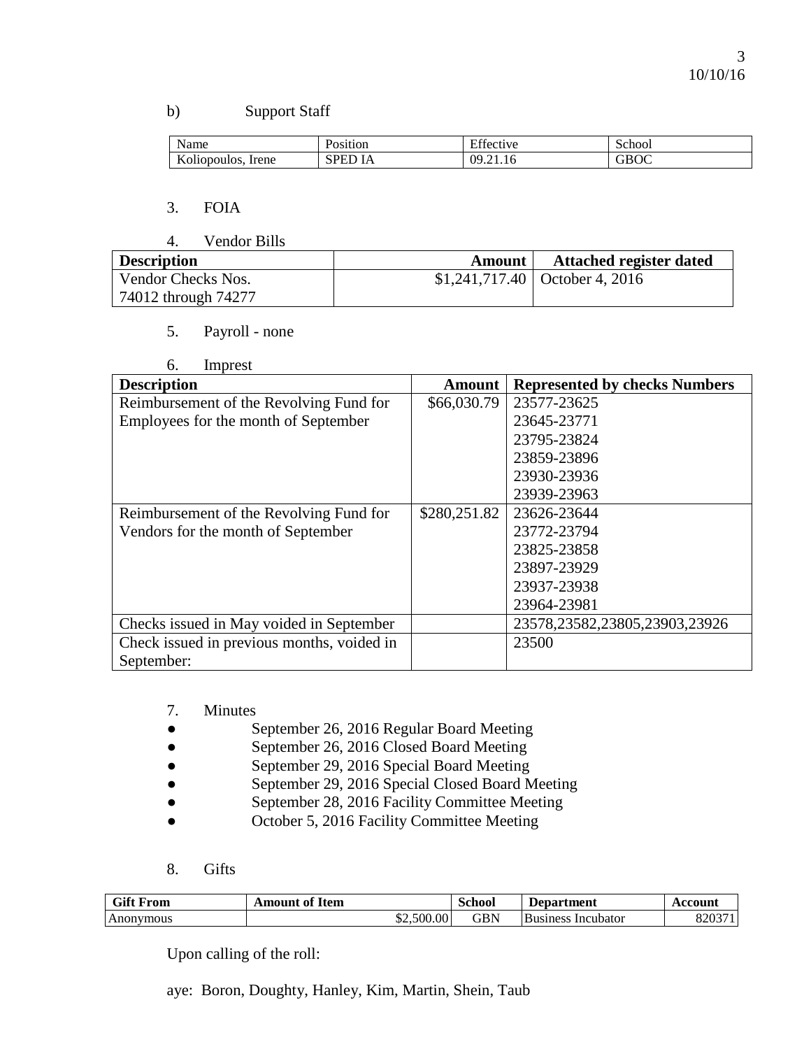b) Support Staff

| Name | Position | Effective | School |
|---|---|---|---|
| Koliopoulos, Irene | SPED IA | 09.21.16 | GBOC |

3. FOIA

4. Vendor Bills

| Description | Amount | Attached register dated |
|---|---|---|
| Vendor Checks Nos. 74012 through 74277 | $1,241,717.40 | October 4, 2016 |

5. Payroll - none

6. Imprest

| Description | Amount | Represented by checks Numbers |
|---|---|---|
| Reimbursement of the Revolving Fund for Employees for the month of September | $66,030.79 | 23577-23625<br>23645-23771<br>23795-23824<br>23859-23896<br>23930-23936<br>23939-23963 |
| Reimbursement of the Revolving Fund for Vendors for the month of September | $280,251.82 | 23626-23644<br>23772-23794<br>23825-23858<br>23897-23929<br>23937-23938<br>23964-23981 |
| Checks issued in May voided in September | | 23578,23582,23805,23903,23926 |
| Check issued in previous months, voided in September: | | 23500 |

7. Minutes

- September 26, 2016 Regular Board Meeting
- September 26, 2016 Closed Board Meeting
- September 29, 2016 Special Board Meeting
- September 29, 2016 Special Closed Board Meeting
- September 28, 2016 Facility Committee Meeting
- October 5, 2016 Facility Committee Meeting

8. Gifts

| Gift From | Amount of Item | School | Department | Account |
|---|---|---|---|---|
| Anonymous | $2,500.00 | GBN | Business Incubator | 820371 |

Upon calling of the roll:

aye: Boron, Doughty, Hanley, Kim, Martin, Shein, Taub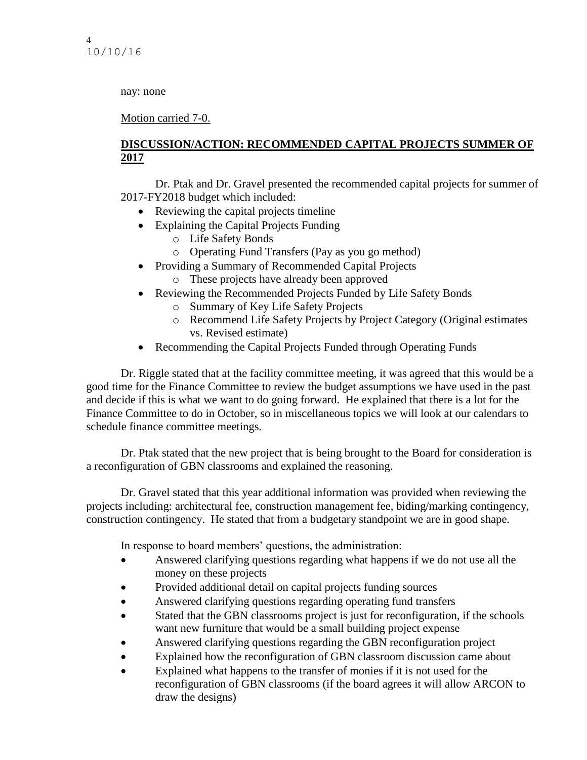nay: none

Motion carried 7-0.

## DISCUSSION/ACTION: RECOMMENDED CAPITAL PROJECTS SUMMER OF 2017

Dr. Ptak and Dr. Gravel presented the recommended capital projects for summer of 2017-FY2018 budget which included:

- Reviewing the capital projects timeline
- Explaining the Capital Projects Funding
  - Life Safety Bonds
  - Operating Fund Transfers (Pay as you go method)
- Providing a Summary of Recommended Capital Projects
  - These projects have already been approved
- Reviewing the Recommended Projects Funded by Life Safety Bonds
  - Summary of Key Life Safety Projects
  - Recommend Life Safety Projects by Project Category (Original estimates vs. Revised estimate)
- Recommending the Capital Projects Funded through Operating Funds

Dr. Riggle stated that at the facility committee meeting, it was agreed that this would be a good time for the Finance Committee to review the budget assumptions we have used in the past and decide if this is what we want to do going forward. He explained that there is a lot for the Finance Committee to do in October, so in miscellaneous topics we will look at our calendars to schedule finance committee meetings.

Dr. Ptak stated that the new project that is being brought to the Board for consideration is a reconfiguration of GBN classrooms and explained the reasoning.

Dr. Gravel stated that this year additional information was provided when reviewing the projects including: architectural fee, construction management fee, biding/marking contingency, construction contingency. He stated that from a budgetary standpoint we are in good shape.

In response to board members' questions, the administration:

- Answered clarifying questions regarding what happens if we do not use all the money on these projects
- Provided additional detail on capital projects funding sources
- Answered clarifying questions regarding operating fund transfers
- Stated that the GBN classrooms project is just for reconfiguration, if the schools want new furniture that would be a small building project expense
- Answered clarifying questions regarding the GBN reconfiguration project
- Explained how the reconfiguration of GBN classroom discussion came about
- Explained what happens to the transfer of monies if it is not used for the reconfiguration of GBN classrooms (if the board agrees it will allow ARCON to draw the designs)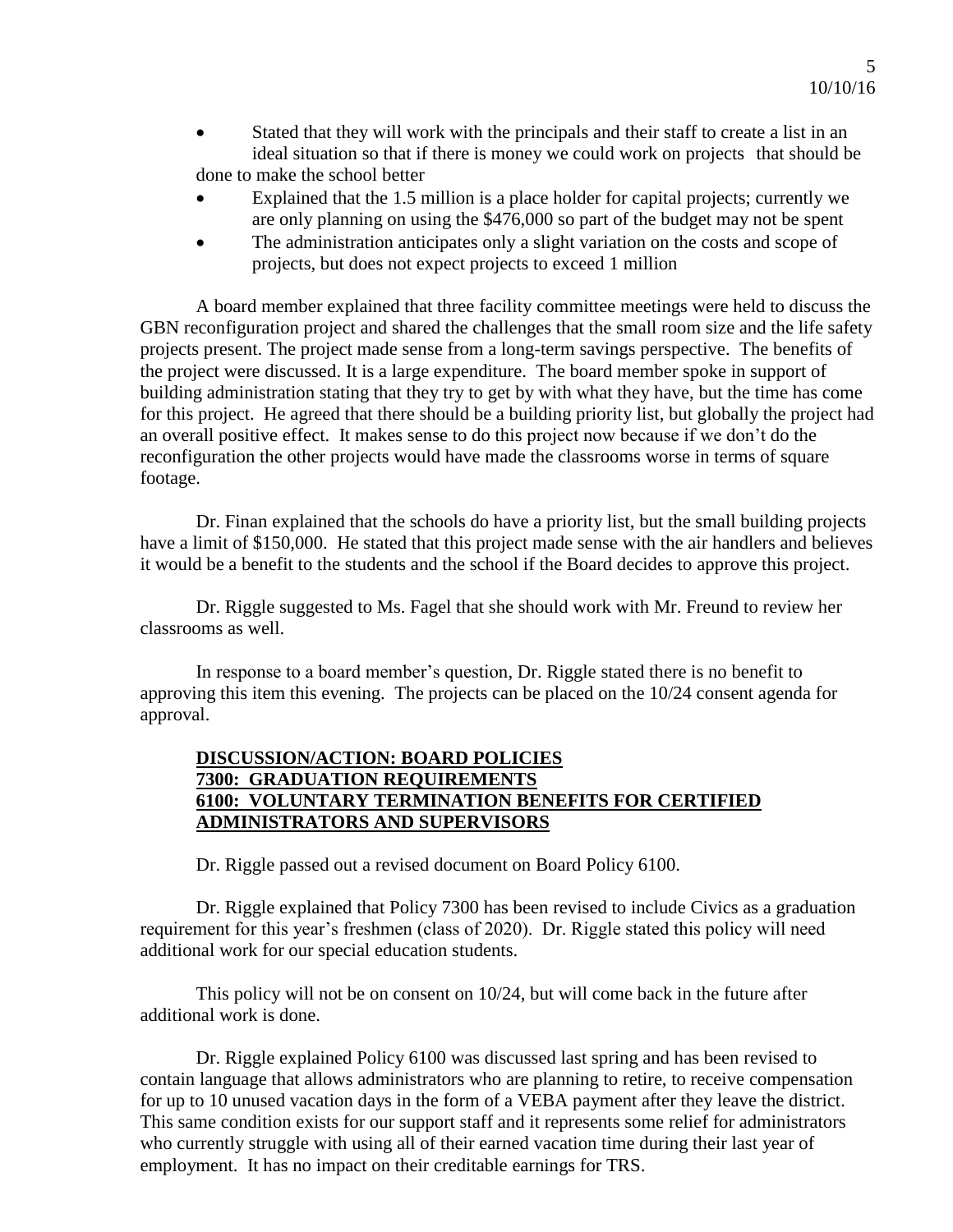- Stated that they will work with the principals and their staff to create a list in an ideal situation so that if there is money we could work on projects that should be done to make the school better
- Explained that the 1.5 million is a place holder for capital projects; currently we are only planning on using the $476,000 so part of the budget may not be spent
- The administration anticipates only a slight variation on the costs and scope of projects, but does not expect projects to exceed 1 million

A board member explained that three facility committee meetings were held to discuss the GBN reconfiguration project and shared the challenges that the small room size and the life safety projects present. The project made sense from a long-term savings perspective. The benefits of the project were discussed. It is a large expenditure. The board member spoke in support of building administration stating that they try to get by with what they have, but the time has come for this project. He agreed that there should be a building priority list, but globally the project had an overall positive effect. It makes sense to do this project now because if we don't do the reconfiguration the other projects would have made the classrooms worse in terms of square footage.

Dr. Finan explained that the schools do have a priority list, but the small building projects have a limit of $150,000. He stated that this project made sense with the air handlers and believes it would be a benefit to the students and the school if the Board decides to approve this project.

Dr. Riggle suggested to Ms. Fagel that she should work with Mr. Freund to review her classrooms as well.

In response to a board member's question, Dr. Riggle stated there is no benefit to approving this item this evening. The projects can be placed on the 10/24 consent agenda for approval.

**DISCUSSION/ACTION: BOARD POLICIES**
**7300: GRADUATION REQUIREMENTS**
**6100: VOLUNTARY TERMINATION BENEFITS FOR CERTIFIED ADMINISTRATORS AND SUPERVISORS**

Dr. Riggle passed out a revised document on Board Policy 6100.

Dr. Riggle explained that Policy 7300 has been revised to include Civics as a graduation requirement for this year's freshmen (class of 2020). Dr. Riggle stated this policy will need additional work for our special education students.

This policy will not be on consent on 10/24, but will come back in the future after additional work is done.

Dr. Riggle explained Policy 6100 was discussed last spring and has been revised to contain language that allows administrators who are planning to retire, to receive compensation for up to 10 unused vacation days in the form of a VEBA payment after they leave the district. This same condition exists for our support staff and it represents some relief for administrators who currently struggle with using all of their earned vacation time during their last year of employment. It has no impact on their creditable earnings for TRS.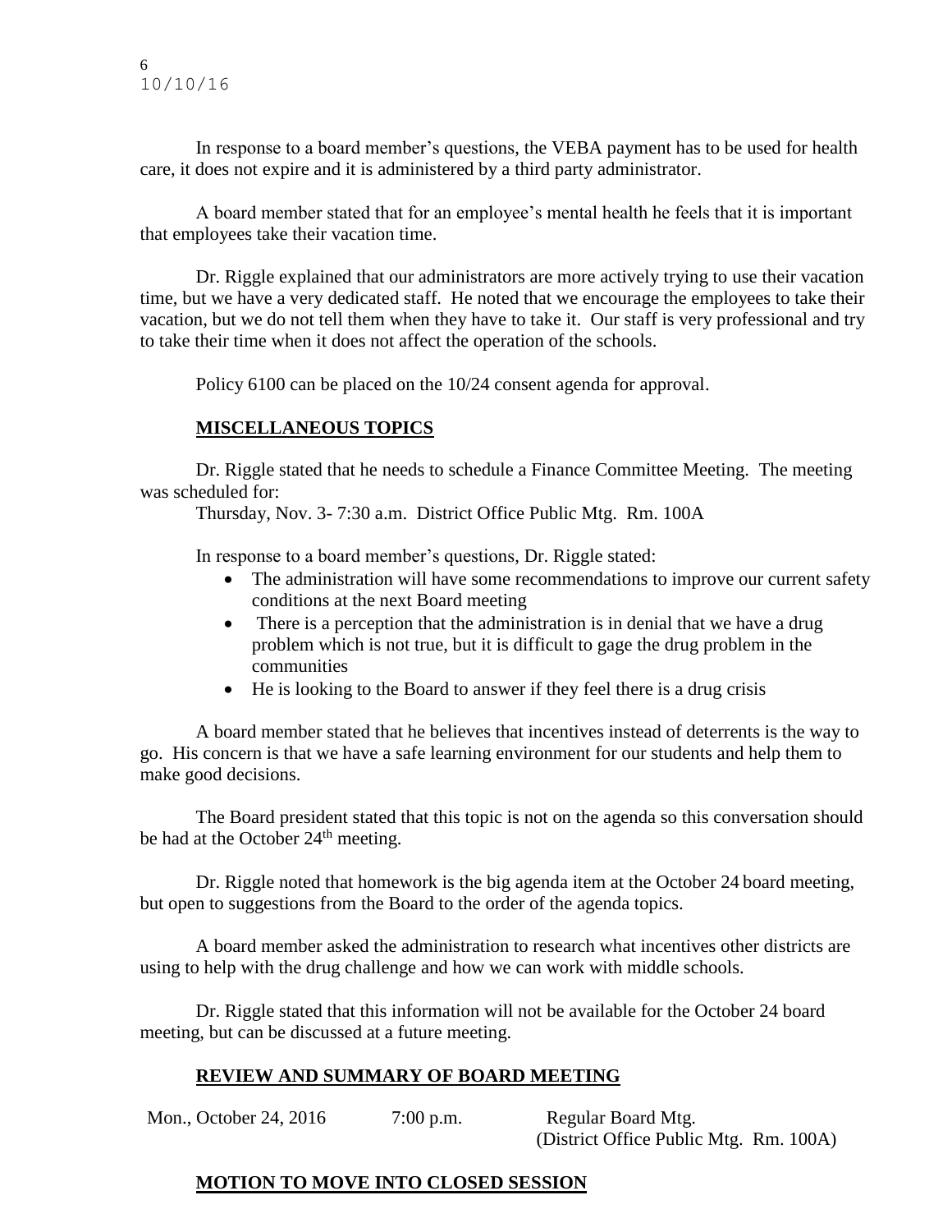In response to a board member's questions, the VEBA payment has to be used for health care, it does not expire and it is administered by a third party administrator.

A board member stated that for an employee's mental health he feels that it is important that employees take their vacation time.

Dr. Riggle explained that our administrators are more actively trying to use their vacation time, but we have a very dedicated staff. He noted that we encourage the employees to take their vacation, but we do not tell them when they have to take it. Our staff is very professional and try to take their time when it does not affect the operation of the schools.

Policy 6100 can be placed on the 10/24 consent agenda for approval.

## MISCELLANEOUS TOPICS

Dr. Riggle stated that he needs to schedule a Finance Committee Meeting. The meeting was scheduled for:

Thursday, Nov. 3- 7:30 a.m. District Office Public Mtg. Rm. 100A

In response to a board member's questions, Dr. Riggle stated:

- The administration will have some recommendations to improve our current safety conditions at the next Board meeting
- There is a perception that the administration is in denial that we have a drug problem which is not true, but it is difficult to gage the drug problem in the communities
- He is looking to the Board to answer if they feel there is a drug crisis

A board member stated that he believes that incentives instead of deterrents is the way to go. His concern is that we have a safe learning environment for our students and help them to make good decisions.

The Board president stated that this topic is not on the agenda so this conversation should be had at the October 24th meeting.

Dr. Riggle noted that homework is the big agenda item at the October 24 board meeting, but open to suggestions from the Board to the order of the agenda topics.

A board member asked the administration to research what incentives other districts are using to help with the drug challenge and how we can work with middle schools.

Dr. Riggle stated that this information will not be available for the October 24 board meeting, but can be discussed at a future meeting.

## REVIEW AND SUMMARY OF BOARD MEETING

Mon., October 24, 2016 &nbsp;&nbsp;&nbsp; 7:00 p.m. &nbsp;&nbsp;&nbsp; Regular Board Mtg.
(District Office Public Mtg. Rm. 100A)

## MOTION TO MOVE INTO CLOSED SESSION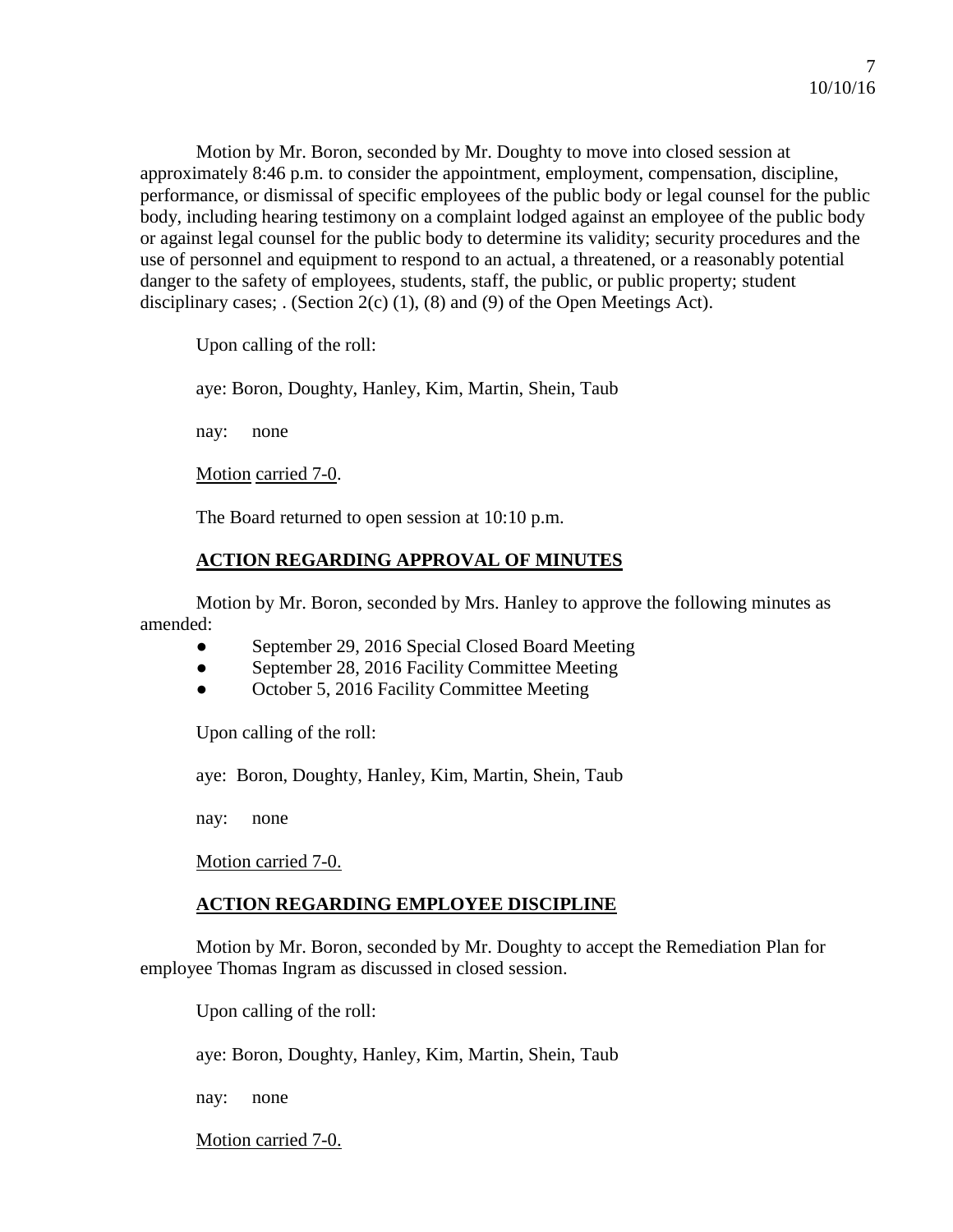Motion by Mr. Boron, seconded by Mr. Doughty to move into closed session at approximately 8:46 p.m. to consider the appointment, employment, compensation, discipline, performance, or dismissal of specific employees of the public body or legal counsel for the public body, including hearing testimony on a complaint lodged against an employee of the public body or against legal counsel for the public body to determine its validity; security procedures and the use of personnel and equipment to respond to an actual, a threatened, or a reasonably potential danger to the safety of employees, students, staff, the public, or public property; student disciplinary cases; . (Section 2(c) (1), (8) and (9) of the Open Meetings Act).

Upon calling of the roll:

aye: Boron, Doughty, Hanley, Kim, Martin, Shein, Taub

nay: none

Motion carried 7-0.

The Board returned to open session at 10:10 p.m.

## ACTION REGARDING APPROVAL OF MINUTES

Motion by Mr. Boron, seconded by Mrs. Hanley to approve the following minutes as amended:

- September 29, 2016 Special Closed Board Meeting
- September 28, 2016 Facility Committee Meeting
- October 5, 2016 Facility Committee Meeting

Upon calling of the roll:

aye: Boron, Doughty, Hanley, Kim, Martin, Shein, Taub

nay: none

Motion carried 7-0.

## ACTION REGARDING EMPLOYEE DISCIPLINE

Motion by Mr. Boron, seconded by Mr. Doughty to accept the Remediation Plan for employee Thomas Ingram as discussed in closed session.

Upon calling of the roll:

aye: Boron, Doughty, Hanley, Kim, Martin, Shein, Taub

nay: none

Motion carried 7-0.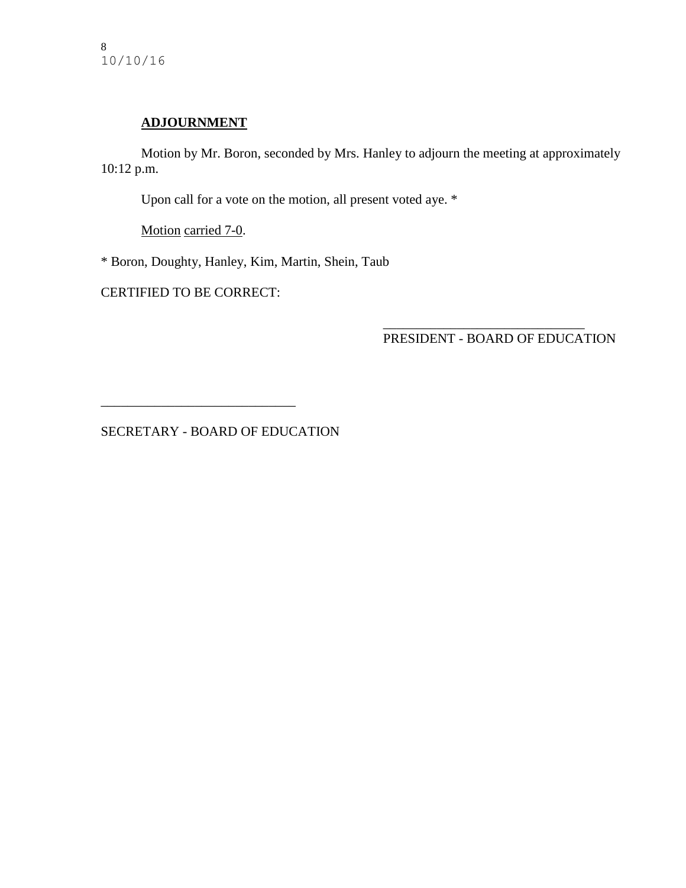**ADJOURNMENT**

Motion by Mr. Boron, seconded by Mrs. Hanley to adjourn the meeting at approximately 10:12 p.m.

Upon call for a vote on the motion, all present voted aye. *

Motion carried 7-0.

* Boron, Doughty, Hanley, Kim, Martin, Shein, Taub

CERTIFIED TO BE CORRECT:

\_\_\_\_\_\_\_\_\_\_\_\_\_\_\_\_\_\_\_\_\_\_\_\_\_\_\_\_\_\_

PRESIDENT - BOARD OF EDUCATION

\_\_\_\_\_\_\_\_\_\_\_\_\_\_\_\_\_\_\_\_\_\_\_\_\_\_\_\_\_\_

SECRETARY - BOARD OF EDUCATION